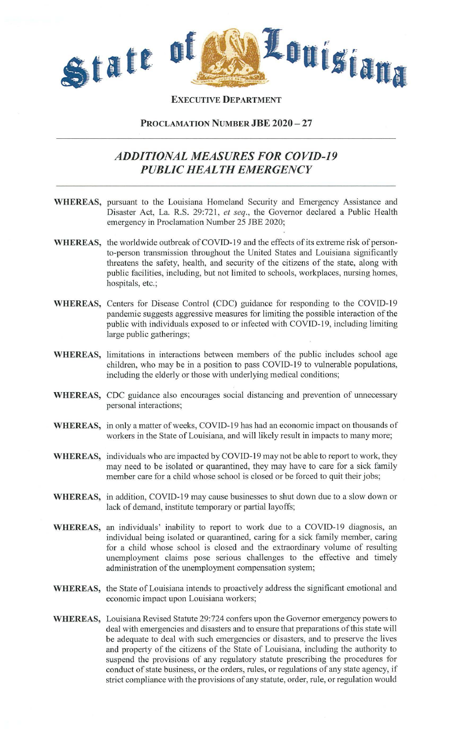# State of Louisiana

**EXECUTIVE DEPARTMENT**

**PROCLAMATION NUMBER JBE 2020 – 27**

---

## *ADDITIONAL MEASURES FOR COVID-19 PUBLIC HEALTH EMERGENCY*

---

**WHEREAS,** pursuant to the Louisiana Homeland Security and Emergency Assistance and Disaster Act, La. R.S. 29:721, *et seq*., the Governor declared a Public Health emergency in Proclamation Number 25 JBE 2020;

**WHEREAS,** the worldwide outbreak of COVID-19 and the effects of its extreme risk of person-to-person transmission throughout the United States and Louisiana significantly threatens the safety, health, and security of the citizens of the state, along with public facilities, including, but not limited to schools, workplaces, nursing homes, hospitals, etc.;

**WHEREAS,** Centers for Disease Control (CDC) guidance for responding to the COVID-19 pandemic suggests aggressive measures for limiting the possible interaction of the public with individuals exposed to or infected with COVID-19, including limiting large public gatherings;

**WHEREAS,** limitations in interactions between members of the public includes school age children, who may be in a position to pass COVID-19 to vulnerable populations, including the elderly or those with underlying medical conditions;

**WHEREAS,** CDC guidance also encourages social distancing and prevention of unnecessary personal interactions;

**WHEREAS,** in only a matter of weeks, COVID-19 has had an economic impact on thousands of workers in the State of Louisiana, and will likely result in impacts to many more;

**WHEREAS,** individuals who are impacted by COVID-19 may not be able to report to work, they may need to be isolated or quarantined, they may have to care for a sick family member care for a child whose school is closed or be forced to quit their jobs;

**WHEREAS,** in addition, COVID-19 may cause businesses to shut down due to a slow down or lack of demand, institute temporary or partial layoffs;

**WHEREAS,** an individuals' inability to report to work due to a COVID-19 diagnosis, an individual being isolated or quarantined, caring for a sick family member, caring for a child whose school is closed and the extraordinary volume of resulting unemployment claims pose serious challenges to the effective and timely administration of the unemployment compensation system;

**WHEREAS,** the State of Louisiana intends to proactively address the significant emotional and economic impact upon Louisiana workers;

**WHEREAS,** Louisiana Revised Statute 29:724 confers upon the Governor emergency powers to deal with emergencies and disasters and to ensure that preparations of this state will be adequate to deal with such emergencies or disasters, and to preserve the lives and property of the citizens of the State of Louisiana, including the authority to suspend the provisions of any regulatory statute prescribing the procedures for conduct of state business, or the orders, rules, or regulations of any state agency, if strict compliance with the provisions of any statute, order, rule, or regulation would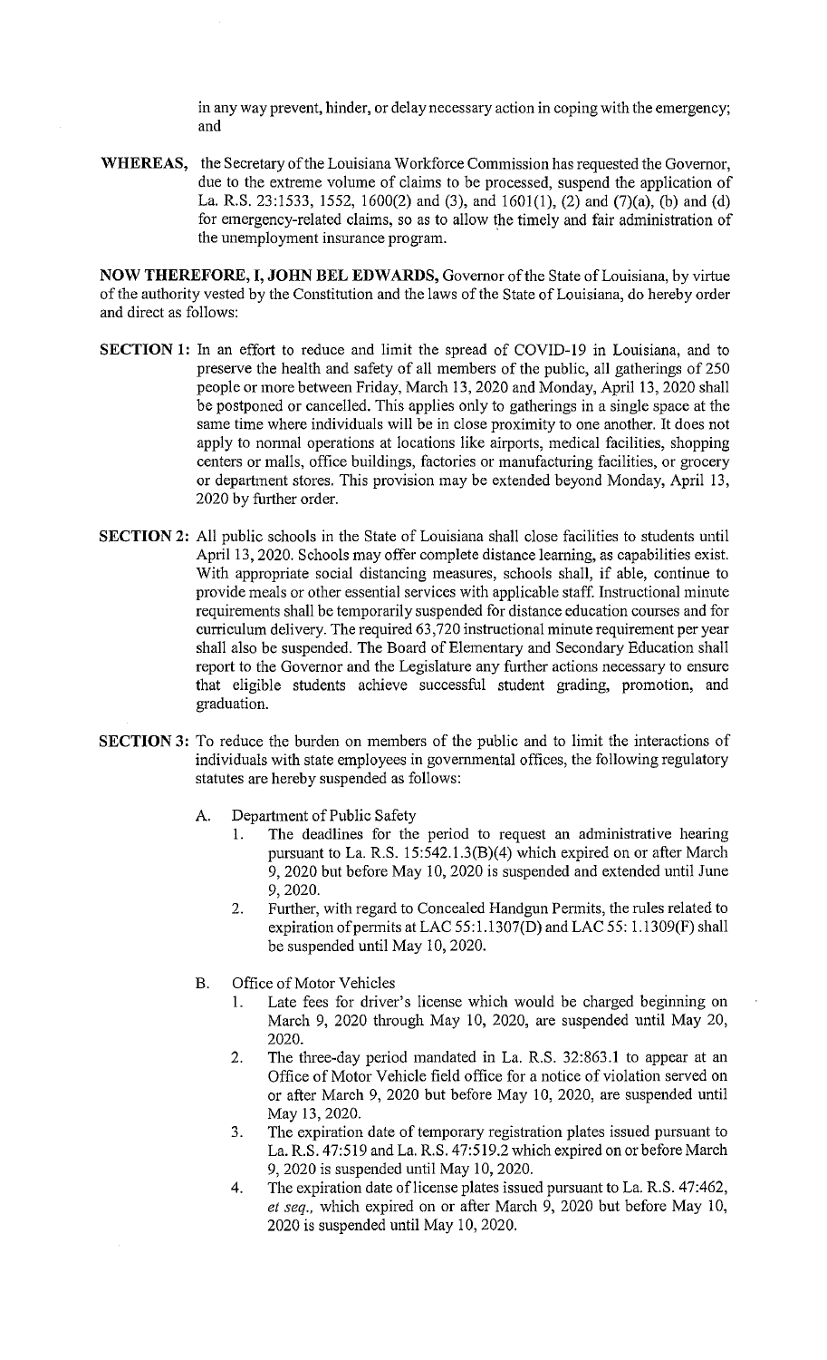in any way prevent, hinder, or delay necessary action in coping with the emergency; and

**WHEREAS,** the Secretary of the Louisiana Workforce Commission has requested the Governor, due to the extreme volume of claims to be processed, suspend the application of La. R.S. 23:1533, 1552, 1600(2) and (3), and 1601(1), (2) and (7)(a), (b) and (d) for emergency-related claims, so as to allow the timely and fair administration of the unemployment insurance program.

**NOW THEREFORE, I, JOHN BEL EDWARDS,** Governor of the State of Louisiana, by virtue of the authority vested by the Constitution and the laws of the State of Louisiana, do hereby order and direct as follows:

**SECTION 1:** In an effort to reduce and limit the spread of COVID-19 in Louisiana, and to preserve the health and safety of all members of the public, all gatherings of 250 people or more between Friday, March 13, 2020 and Monday, April 13, 2020 shall be postponed or cancelled. This applies only to gatherings in a single space at the same time where individuals will be in close proximity to one another. It does not apply to normal operations at locations like airports, medical facilities, shopping centers or malls, office buildings, factories or manufacturing facilities, or grocery or department stores. This provision may be extended beyond Monday, April 13, 2020 by further order.

**SECTION 2:** All public schools in the State of Louisiana shall close facilities to students until April 13, 2020. Schools may offer complete distance learning, as capabilities exist. With appropriate social distancing measures, schools shall, if able, continue to provide meals or other essential services with applicable staff. Instructional minute requirements shall be temporarily suspended for distance education courses and for curriculum delivery. The required 63,720 instructional minute requirement per year shall also be suspended. The Board of Elementary and Secondary Education shall report to the Governor and the Legislature any further actions necessary to ensure that eligible students achieve successful student grading, promotion, and graduation.

**SECTION 3:** To reduce the burden on members of the public and to limit the interactions of individuals with state employees in governmental offices, the following regulatory statutes are hereby suspended as follows:

A. Department of Public Safety
   1. The deadlines for the period to request an administrative hearing pursuant to La. R.S. 15:542.1.3(B)(4) which expired on or after March 9, 2020 but before May 10, 2020 is suspended and extended until June 9, 2020.
   2. Further, with regard to Concealed Handgun Permits, the rules related to expiration of permits at LAC 55:1.1307(D) and LAC 55: 1.1309(F) shall be suspended until May 10, 2020.

B. Office of Motor Vehicles
   1. Late fees for driver's license which would be charged beginning on March 9, 2020 through May 10, 2020, are suspended until May 20, 2020.
   2. The three-day period mandated in La. R.S. 32:863.1 to appear at an Office of Motor Vehicle field office for a notice of violation served on or after March 9, 2020 but before May 10, 2020, are suspended until May 13, 2020.
   3. The expiration date of temporary registration plates issued pursuant to La. R.S. 47:519 and La. R.S. 47:519.2 which expired on or before March 9, 2020 is suspended until May 10, 2020.
   4. The expiration date of license plates issued pursuant to La. R.S. 47:462, *et seq.,* which expired on or after March 9, 2020 but before May 10, 2020 is suspended until May 10, 2020.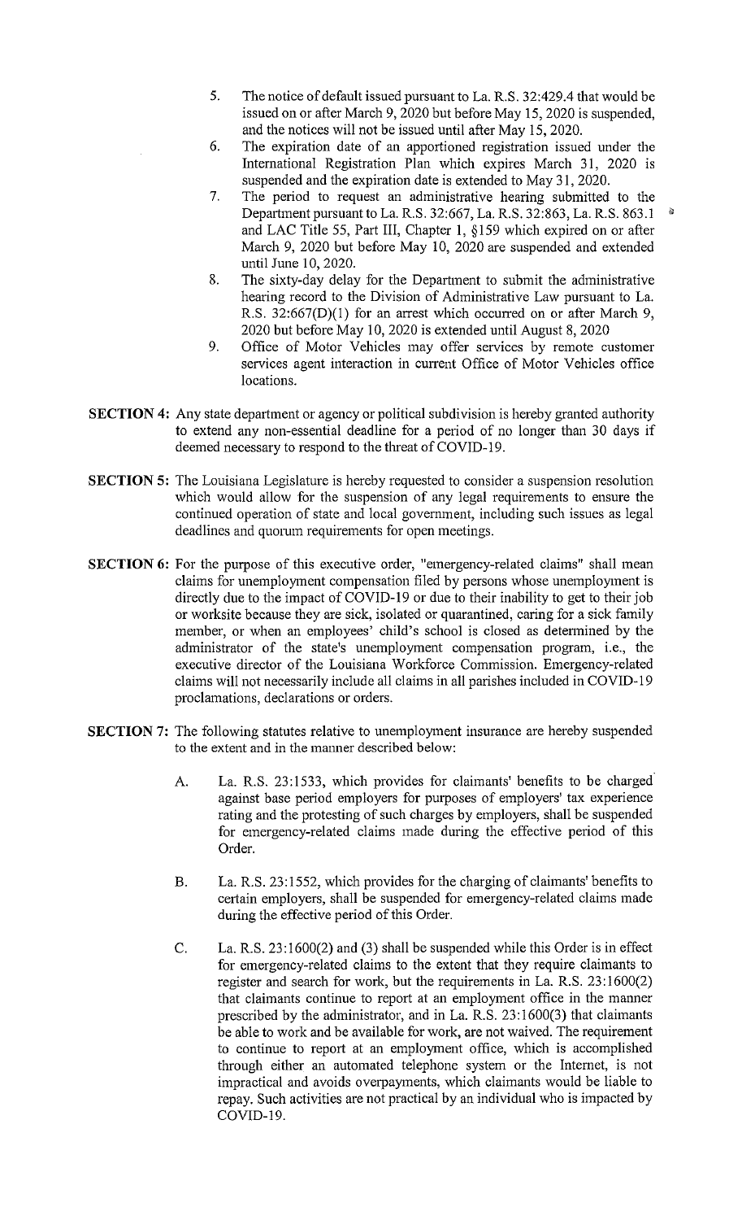5. The notice of default issued pursuant to La. R.S. 32:429.4 that would be issued on or after March 9, 2020 but before May 15, 2020 is suspended, and the notices will not be issued until after May 15, 2020.
6. The expiration date of an apportioned registration issued under the International Registration Plan which expires March 31, 2020 is suspended and the expiration date is extended to May 31, 2020.
7. The period to request an administrative hearing submitted to the Department pursuant to La. R.S. 32:667, La. R.S. 32:863, La. R.S. 863.1 and LAC Title 55, Part III, Chapter 1, §159 which expired on or after March 9, 2020 but before May 10, 2020 are suspended and extended until June 10, 2020.
8. The sixty-day delay for the Department to submit the administrative hearing record to the Division of Administrative Law pursuant to La. R.S. 32:667(D)(1) for an arrest which occurred on or after March 9, 2020 but before May 10, 2020 is extended until August 8, 2020
9. Office of Motor Vehicles may offer services by remote customer services agent interaction in current Office of Motor Vehicles office locations.

**SECTION 4:** Any state department or agency or political subdivision is hereby granted authority to extend any non-essential deadline for a period of no longer than 30 days if deemed necessary to respond to the threat of COVID-19.

**SECTION 5:** The Louisiana Legislature is hereby requested to consider a suspension resolution which would allow for the suspension of any legal requirements to ensure the continued operation of state and local government, including such issues as legal deadlines and quorum requirements for open meetings.

**SECTION 6:** For the purpose of this executive order, "emergency-related claims" shall mean claims for unemployment compensation filed by persons whose unemployment is directly due to the impact of COVID-19 or due to their inability to get to their job or worksite because they are sick, isolated or quarantined, caring for a sick family member, or when an employees' child's school is closed as determined by the administrator of the state's unemployment compensation program, i.e., the executive director of the Louisiana Workforce Commission. Emergency-related claims will not necessarily include all claims in all parishes included in COVID-19 proclamations, declarations or orders.

**SECTION 7:** The following statutes relative to unemployment insurance are hereby suspended to the extent and in the manner described below:

A. La. R.S. 23:1533, which provides for claimants' benefits to be charged against base period employers for purposes of employers' tax experience rating and the protesting of such charges by employers, shall be suspended for emergency-related claims made during the effective period of this Order.

B. La. R.S. 23:1552, which provides for the charging of claimants' benefits to certain employers, shall be suspended for emergency-related claims made during the effective period of this Order.

C. La. R.S. 23:1600(2) and (3) shall be suspended while this Order is in effect for emergency-related claims to the extent that they require claimants to register and search for work, but the requirements in La. R.S. 23:1600(2) that claimants continue to report at an employment office in the manner prescribed by the administrator, and in La. R.S. 23:1600(3) that claimants be able to work and be available for work, are not waived. The requirement to continue to report at an employment office, which is accomplished through either an automated telephone system or the Internet, is not impractical and avoids overpayments, which claimants would be liable to repay. Such activities are not practical by an individual who is impacted by COVID-19.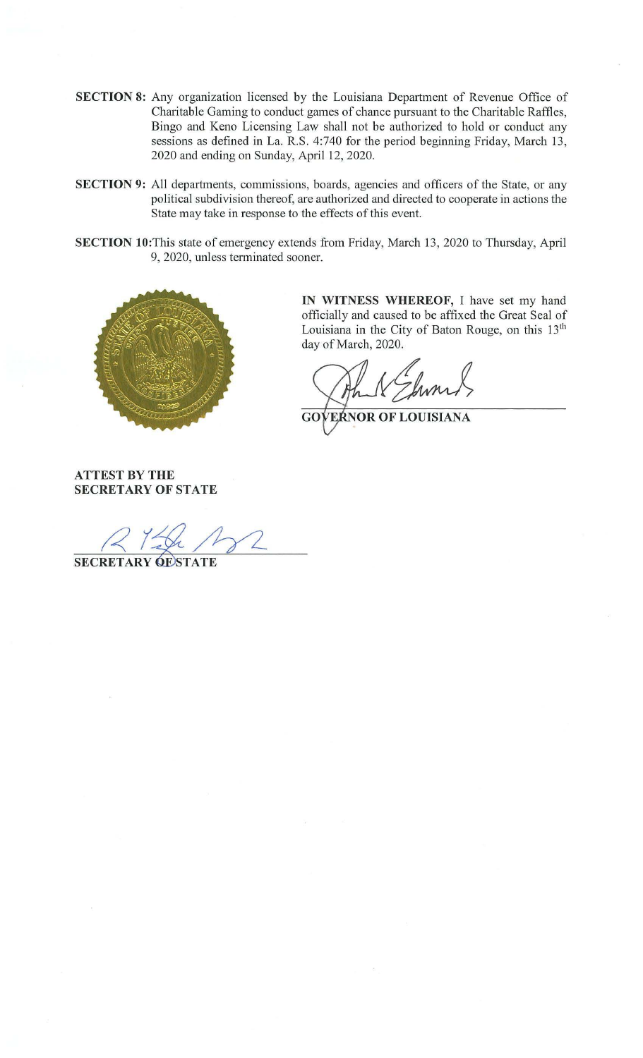**SECTION 8:** Any organization licensed by the Louisiana Department of Revenue Office of Charitable Gaming to conduct games of chance pursuant to the Charitable Raffles, Bingo and Keno Licensing Law shall not be authorized to hold or conduct any sessions as defined in La. R.S. 4:740 for the period beginning Friday, March 13, 2020 and ending on Sunday, April 12, 2020.

**SECTION 9:** All departments, commissions, boards, agencies and officers of the State, or any political subdivision thereof, are authorized and directed to cooperate in actions the State may take in response to the effects of this event.

**SECTION 10:** This state of emergency extends from Friday, March 13, 2020 to Thursday, April 9, 2020, unless terminated sooner.

**IN WITNESS WHEREOF,** I have set my hand officially and caused to be affixed the Great Seal of Louisiana in the City of Baton Rouge, on this 13th day of March, 2020.

**GOVERNOR OF LOUISIANA**

**ATTEST BY THE SECRETARY OF STATE**

**SECRETARY OF STATE**